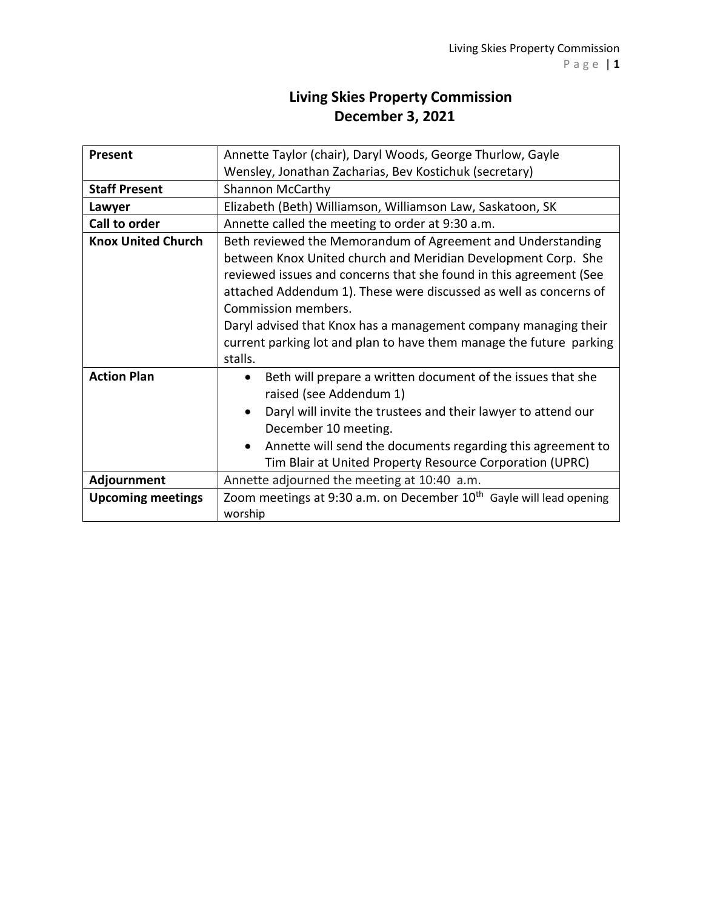# Living Skies Property Commission
## December 3, 2021

| | |
|---|---|
| **Present** | Annette Taylor (chair), Daryl Woods, George Thurlow, Gayle Wensley, Jonathan Zacharias, Bev Kostichuk (secretary) |
| **Staff Present** | Shannon McCarthy |
| **Lawyer** | Elizabeth (Beth) Williamson, Williamson Law, Saskatoon, SK |
| **Call to order** | Annette called the meeting to order at 9:30 a.m. |
| **Knox United Church** | Beth reviewed the Memorandum of Agreement and Understanding between Knox United church and Meridian Development Corp. She reviewed issues and concerns that she found in this agreement (See attached Addendum 1). These were discussed as well as concerns of Commission members.<br>Daryl advised that Knox has a management company managing their current parking lot and plan to have them manage the future parking stalls. |
| **Action Plan** | • Beth will prepare a written document of the issues that she raised (see Addendum 1)<br>• Daryl will invite the trustees and their lawyer to attend our December 10 meeting.<br>• Annette will send the documents regarding this agreement to Tim Blair at United Property Resource Corporation (UPRC) |
| **Adjournment** | Annette adjourned the meeting at 10:40 a.m. |
| **Upcoming meetings** | Zoom meetings at 9:30 a.m. on December 10th Gayle will lead opening worship |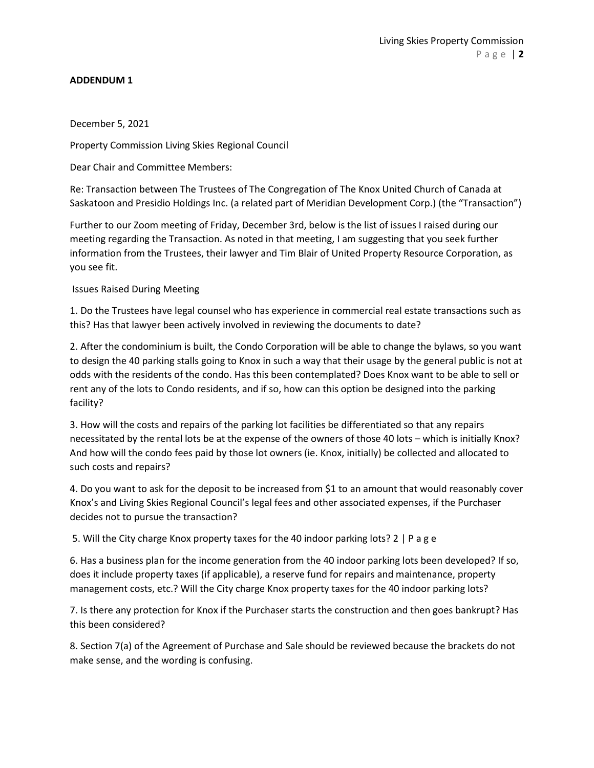**ADDENDUM 1**

December 5, 2021

Property Commission Living Skies Regional Council

Dear Chair and Committee Members:

Re: Transaction between The Trustees of The Congregation of The Knox United Church of Canada at Saskatoon and Presidio Holdings Inc. (a related part of Meridian Development Corp.) (the "Transaction")

Further to our Zoom meeting of Friday, December 3rd, below is the list of issues I raised during our meeting regarding the Transaction. As noted in that meeting, I am suggesting that you seek further information from the Trustees, their lawyer and Tim Blair of United Property Resource Corporation, as you see fit.

Issues Raised During Meeting

1. Do the Trustees have legal counsel who has experience in commercial real estate transactions such as this? Has that lawyer been actively involved in reviewing the documents to date?

2. After the condominium is built, the Condo Corporation will be able to change the bylaws, so you want to design the 40 parking stalls going to Knox in such a way that their usage by the general public is not at odds with the residents of the condo. Has this been contemplated? Does Knox want to be able to sell or rent any of the lots to Condo residents, and if so, how can this option be designed into the parking facility?

3. How will the costs and repairs of the parking lot facilities be differentiated so that any repairs necessitated by the rental lots be at the expense of the owners of those 40 lots – which is initially Knox? And how will the condo fees paid by those lot owners (ie. Knox, initially) be collected and allocated to such costs and repairs?

4. Do you want to ask for the deposit to be increased from $1 to an amount that would reasonably cover Knox's and Living Skies Regional Council's legal fees and other associated expenses, if the Purchaser decides not to pursue the transaction?

5. Will the City charge Knox property taxes for the 40 indoor parking lots? 2 | P a g e

6. Has a business plan for the income generation from the 40 indoor parking lots been developed? If so, does it include property taxes (if applicable), a reserve fund for repairs and maintenance, property management costs, etc.? Will the City charge Knox property taxes for the 40 indoor parking lots?

7. Is there any protection for Knox if the Purchaser starts the construction and then goes bankrupt? Has this been considered?

8. Section 7(a) of the Agreement of Purchase and Sale should be reviewed because the brackets do not make sense, and the wording is confusing.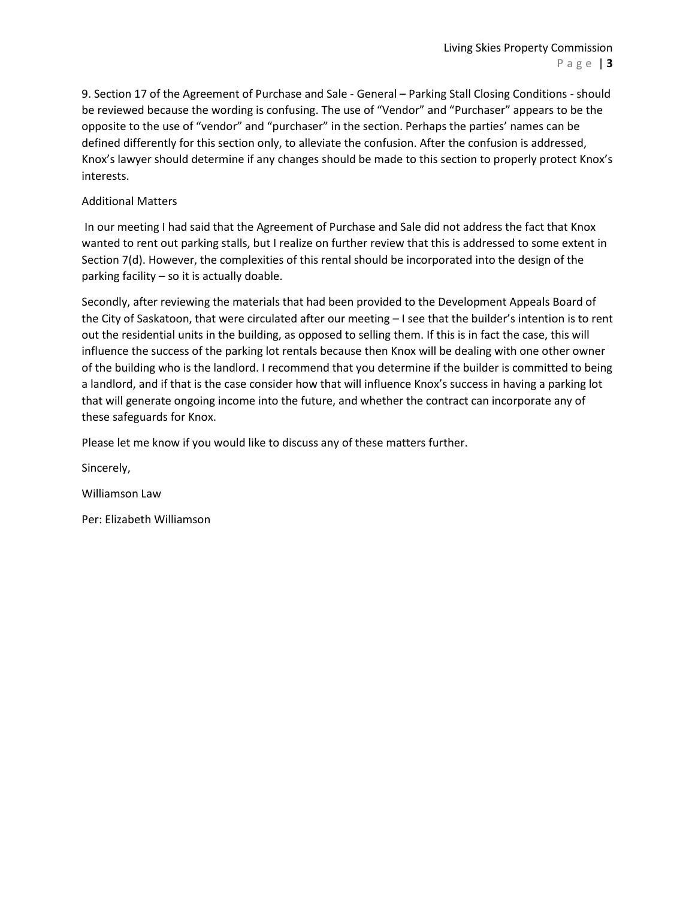9. Section 17 of the Agreement of Purchase and Sale - General – Parking Stall Closing Conditions - should be reviewed because the wording is confusing. The use of "Vendor" and "Purchaser" appears to be the opposite to the use of "vendor" and "purchaser" in the section. Perhaps the parties' names can be defined differently for this section only, to alleviate the confusion. After the confusion is addressed, Knox's lawyer should determine if any changes should be made to this section to properly protect Knox's interests.

Additional Matters

In our meeting I had said that the Agreement of Purchase and Sale did not address the fact that Knox wanted to rent out parking stalls, but I realize on further review that this is addressed to some extent in Section 7(d). However, the complexities of this rental should be incorporated into the design of the parking facility – so it is actually doable.

Secondly, after reviewing the materials that had been provided to the Development Appeals Board of the City of Saskatoon, that were circulated after our meeting – I see that the builder's intention is to rent out the residential units in the building, as opposed to selling them. If this is in fact the case, this will influence the success of the parking lot rentals because then Knox will be dealing with one other owner of the building who is the landlord. I recommend that you determine if the builder is committed to being a landlord, and if that is the case consider how that will influence Knox's success in having a parking lot that will generate ongoing income into the future, and whether the contract can incorporate any of these safeguards for Knox.

Please let me know if you would like to discuss any of these matters further.

Sincerely,

Williamson Law

Per: Elizabeth Williamson